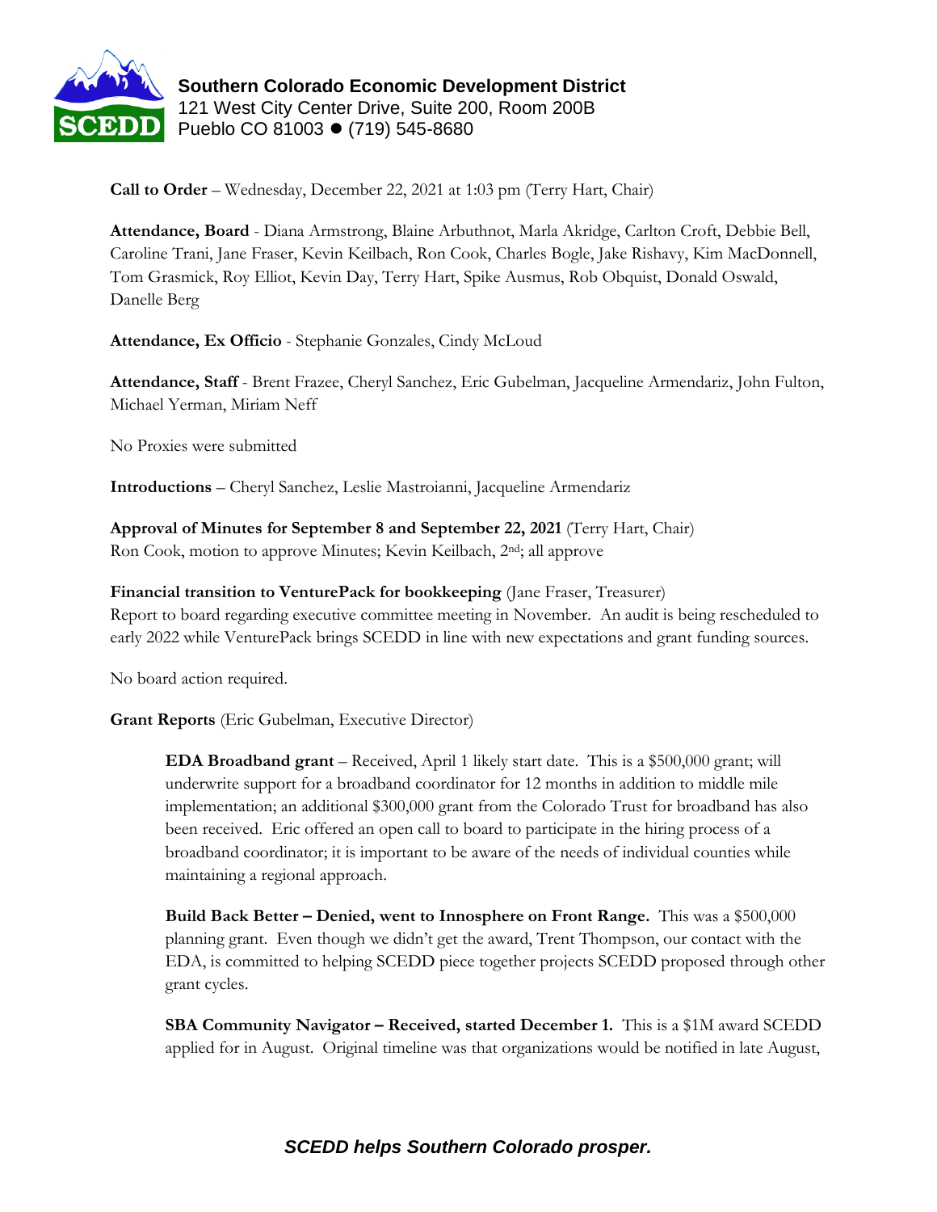**Southern Colorado Economic Development District**
121 West City Center Drive, Suite 200, Room 200B
Pueblo CO 81003 ● (719) 545-8680

**Call to Order** – Wednesday, December 22, 2021 at 1:03 pm (Terry Hart, Chair)

**Attendance, Board** - Diana Armstrong, Blaine Arbuthnot, Marla Akridge, Carlton Croft, Debbie Bell, Caroline Trani, Jane Fraser, Kevin Keilbach, Ron Cook, Charles Bogle, Jake Rishavy, Kim MacDonnell, Tom Grasmick, Roy Elliot, Kevin Day, Terry Hart, Spike Ausmus, Rob Obquist, Donald Oswald, Danelle Berg

**Attendance, Ex Officio** - Stephanie Gonzales, Cindy McLoud

**Attendance, Staff** - Brent Frazee, Cheryl Sanchez, Eric Gubelman, Jacqueline Armendariz, John Fulton, Michael Yerman, Miriam Neff

No Proxies were submitted

**Introductions** – Cheryl Sanchez, Leslie Mastroianni, Jacqueline Armendariz

**Approval of Minutes for September 8 and September 22, 2021** (Terry Hart, Chair)
Ron Cook, motion to approve Minutes; Kevin Keilbach, 2nd; all approve

**Financial transition to VenturePack for bookkeeping** (Jane Fraser, Treasurer)
Report to board regarding executive committee meeting in November. An audit is being rescheduled to early 2022 while VenturePack brings SCEDD in line with new expectations and grant funding sources.

No board action required.

**Grant Reports** (Eric Gubelman, Executive Director)

> **EDA Broadband grant** – Received, April 1 likely start date. This is a $500,000 grant; will underwrite support for a broadband coordinator for 12 months in addition to middle mile implementation; an additional $300,000 grant from the Colorado Trust for broadband has also been received. Eric offered an open call to board to participate in the hiring process of a broadband coordinator; it is important to be aware of the needs of individual counties while maintaining a regional approach.
>
> **Build Back Better – Denied, went to Innosphere on Front Range.** This was a $500,000 planning grant. Even though we didn't get the award, Trent Thompson, our contact with the EDA, is committed to helping SCEDD piece together projects SCEDD proposed through other grant cycles.
>
> **SBA Community Navigator – Received, started December 1.** This is a $1M award SCEDD applied for in August. Original timeline was that organizations would be notified in late August,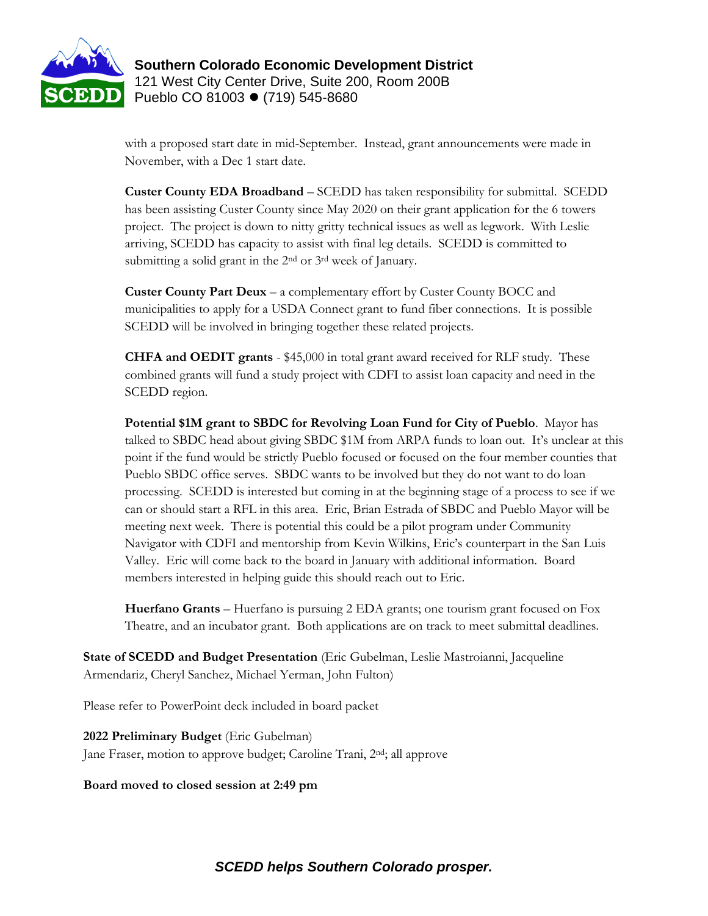with a proposed start date in mid-September. Instead, grant announcements were made in November, with a Dec 1 start date.

**Custer County EDA Broadband** – SCEDD has taken responsibility for submittal. SCEDD has been assisting Custer County since May 2020 on their grant application for the 6 towers project. The project is down to nitty gritty technical issues as well as legwork. With Leslie arriving, SCEDD has capacity to assist with final leg details. SCEDD is committed to submitting a solid grant in the 2nd or 3rd week of January.

**Custer County Part Deux** – a complementary effort by Custer County BOCC and municipalities to apply for a USDA Connect grant to fund fiber connections. It is possible SCEDD will be involved in bringing together these related projects.

**CHFA and OEDIT grants** - $45,000 in total grant award received for RLF study. These combined grants will fund a study project with CDFI to assist loan capacity and need in the SCEDD region.

**Potential $1M grant to SBDC for Revolving Loan Fund for City of Pueblo**. Mayor has talked to SBDC head about giving SBDC $1M from ARPA funds to loan out. It's unclear at this point if the fund would be strictly Pueblo focused or focused on the four member counties that Pueblo SBDC office serves. SBDC wants to be involved but they do not want to do loan processing. SCEDD is interested but coming in at the beginning stage of a process to see if we can or should start a RFL in this area. Eric, Brian Estrada of SBDC and Pueblo Mayor will be meeting next week. There is potential this could be a pilot program under Community Navigator with CDFI and mentorship from Kevin Wilkins, Eric's counterpart in the San Luis Valley. Eric will come back to the board in January with additional information. Board members interested in helping guide this should reach out to Eric.

**Huerfano Grants** – Huerfano is pursuing 2 EDA grants; one tourism grant focused on Fox Theatre, and an incubator grant. Both applications are on track to meet submittal deadlines.

**State of SCEDD and Budget Presentation** (Eric Gubelman, Leslie Mastroianni, Jacqueline Armendariz, Cheryl Sanchez, Michael Yerman, John Fulton)

Please refer to PowerPoint deck included in board packet

**2022 Preliminary Budget** (Eric Gubelman)
Jane Fraser, motion to approve budget; Caroline Trani, 2nd; all approve

**Board moved to closed session at 2:49 pm**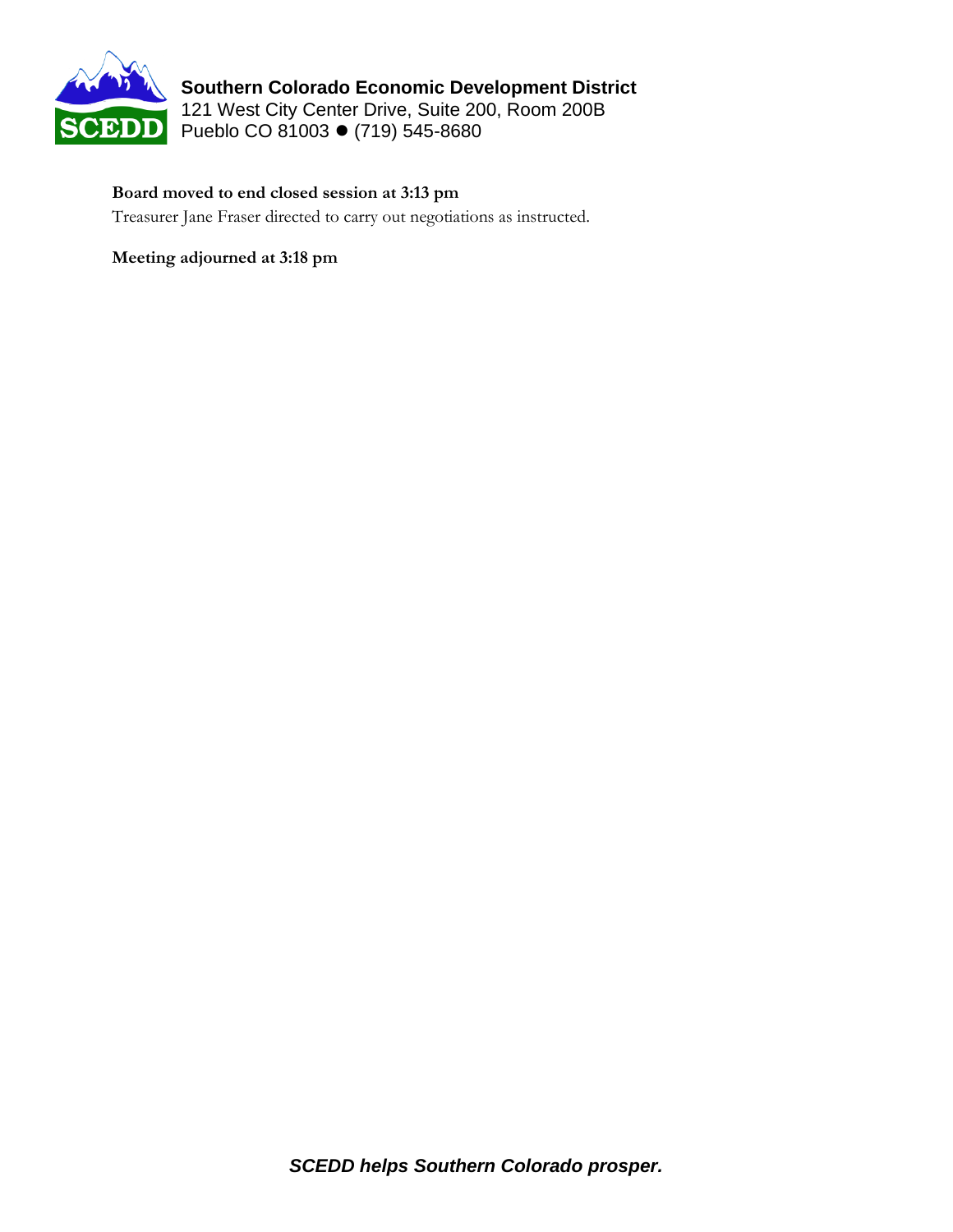**Board moved to end closed session at 3:13 pm**

Treasurer Jane Fraser directed to carry out negotiations as instructed.

**Meeting adjourned at 3:18 pm**